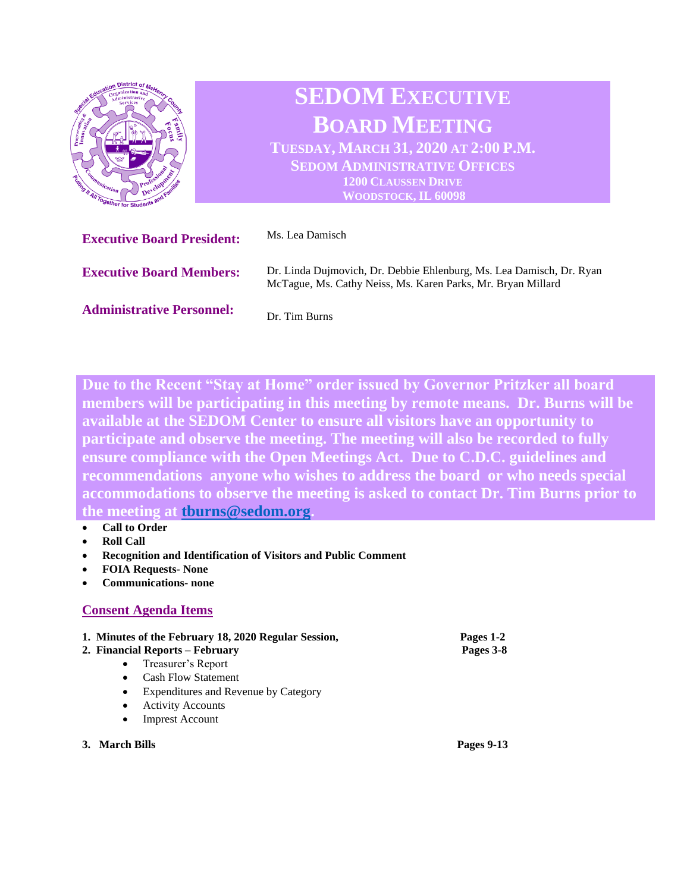# SEDOM EXECUTIVE BOARD MEETING

**TUESDAY, MARCH 31, 2020 AT 2:00 P.M.**
**SEDOM ADMINISTRATIVE OFFICES**
**1200 CLAUSSEN DRIVE**
**WOODSTOCK, IL 60098**

**Executive Board President:** Ms. Lea Damisch

**Executive Board Members:** Dr. Linda Dujmovich, Dr. Debbie Ehlenburg, Ms. Lea Damisch, Dr. Ryan McTague, Ms. Cathy Neiss, Ms. Karen Parks, Mr. Bryan Millard

**Administrative Personnel:** Dr. Tim Burns

**Due to the Recent "Stay at Home" order issued by Governor Pritzker all board members will be participating in this meeting by remote means. Dr. Burns will be available at the SEDOM Center to ensure all visitors have an opportunity to participate and observe the meeting. The meeting will also be recorded to fully ensure compliance with the Open Meetings Act. Due to C.D.C. guidelines and recommendations anyone who wishes to address the board or who needs special accommodations to observe the meeting is asked to contact Dr. Tim Burns prior to the meeting at tburns@sedom.org.**

- **Call to Order**
- **Roll Call**
- **Recognition and Identification of Visitors and Public Comment**
- **FOIA Requests- None**
- **Communications- none**

## Consent Agenda Items

1. **Minutes of the February 18, 2020 Regular Session,** **Pages 1-2**
2. **Financial Reports – February** **Pages 3-8**
   - Treasurer's Report
   - Cash Flow Statement
   - Expenditures and Revenue by Category
   - Activity Accounts
   - Imprest Account
3. **March Bills** **Pages 9-13**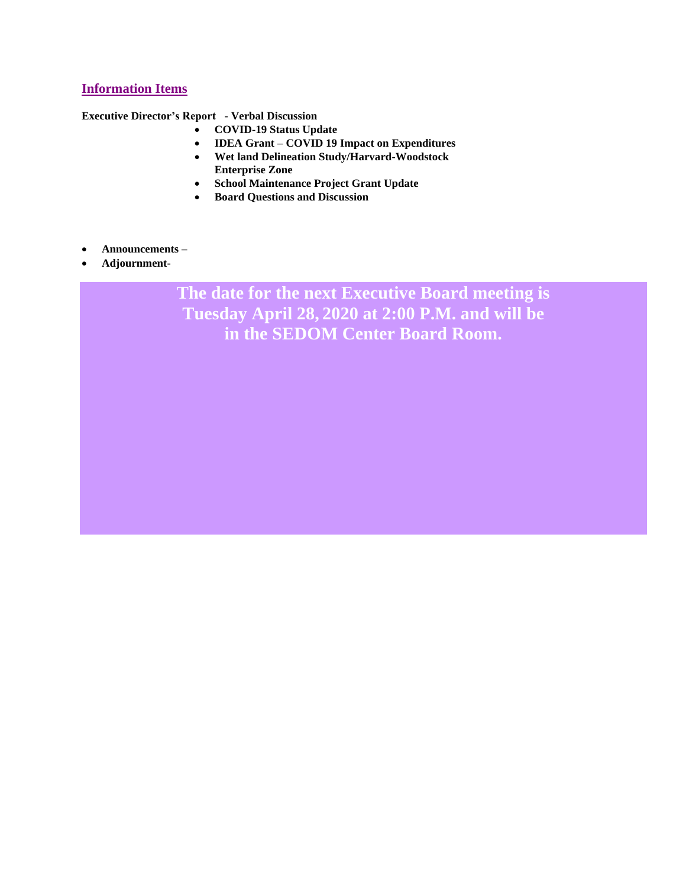## Information Items

**Executive Director's Report - Verbal Discussion**

- **COVID-19 Status Update**
- **IDEA Grant – COVID 19 Impact on Expenditures**
- **Wet land Delineation Study/Harvard-Woodstock Enterprise Zone**
- **School Maintenance Project Grant Update**
- **Board Questions and Discussion**

- **Announcements –**
- **Adjournment-**

**The date for the next Executive Board meeting is Tuesday April 28, 2020 at 2:00 P.M. and will be in the SEDOM Center Board Room.**